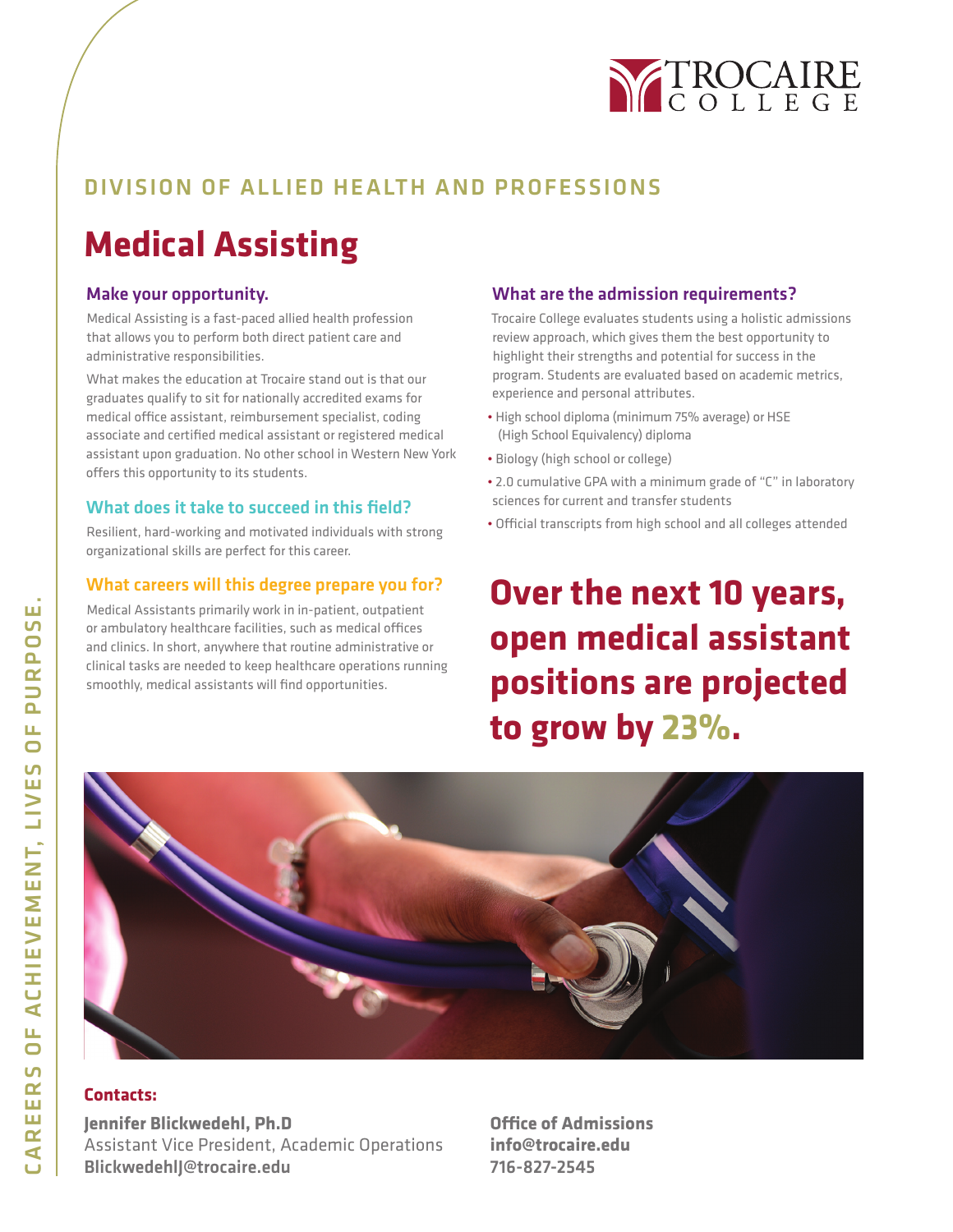TROCAIRE COLLEGE

## DIVISION OF ALLIED HEALTH AND PROFESSIONS

# Medical Assisting

### Make your opportunity.

Medical Assisting is a fast-paced allied health profession that allows you to perform both direct patient care and administrative responsibilities.

What makes the education at Trocaire stand out is that our graduates qualify to sit for nationally accredited exams for medical office assistant, reimbursement specialist, coding associate and certified medical assistant or registered medical assistant upon graduation. No other school in Western New York offers this opportunity to its students.

### What does it take to succeed in this field?

Resilient, hard-working and motivated individuals with strong organizational skills are perfect for this career.

### What careers will this degree prepare you for?

Medical Assistants primarily work in in-patient, outpatient or ambulatory healthcare facilities, such as medical offices and clinics. In short, anywhere that routine administrative or clinical tasks are needed to keep healthcare operations running smoothly, medical assistants will find opportunities.

### What are the admission requirements?

Trocaire College evaluates students using a holistic admissions review approach, which gives them the best opportunity to highlight their strengths and potential for success in the program. Students are evaluated based on academic metrics, experience and personal attributes.

- High school diploma (minimum 75% average) or HSE (High School Equivalency) diploma
- Biology (high school or college)
- 2.0 cumulative GPA with a minimum grade of “C” in laboratory sciences for current and transfer students
- Official transcripts from high school and all colleges attended

## Over the next 10 years, open medical assistant positions are projected to grow by 23%.

**Contacts:**

**Jennifer Blickwedehl, Ph.D**
Assistant Vice President, Academic Operations
**BlickwedehlJ@trocaire.edu**

**Office of Admissions**
**info@trocaire.edu**
**716-827-2545**

CAREERS OF ACHIEVEMENT, LIVES OF PURPOSE.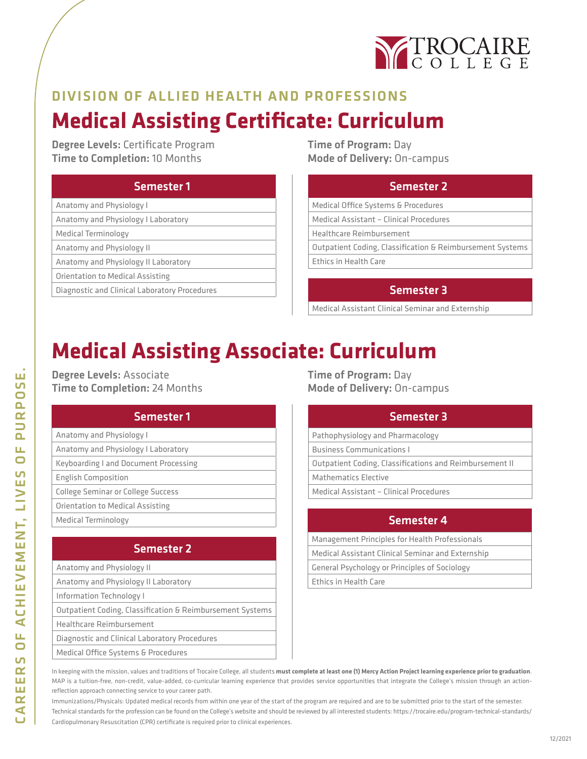TROCAIRE COLLEGE

## DIVISION OF ALLIED HEALTH AND PROFESSIONS

# Medical Assisting Certificate: Curriculum

**Degree Levels:** Certificate Program
**Time to Completion:** 10 Months
**Time of Program:** Day
**Mode of Delivery:** On-campus

| Semester 1 |
|---|
| Anatomy and Physiology I |
| Anatomy and Physiology I Laboratory |
| Medical Terminology |
| Anatomy and Physiology II |
| Anatomy and Physiology II Laboratory |
| Orientation to Medical Assisting |
| Diagnostic and Clinical Laboratory Procedures |

| Semester 2 |
|---|
| Medical Office Systems & Procedures |
| Medical Assistant – Clinical Procedures |
| Healthcare Reimbursement |
| Outpatient Coding, Classification & Reimbursement Systems |
| Ethics in Health Care |

| Semester 3 |
|---|
| Medical Assistant Clinical Seminar and Externship |

# Medical Assisting Associate: Curriculum

**Degree Levels:** Associate
**Time to Completion:** 24 Months
**Time of Program:** Day
**Mode of Delivery:** On-campus

| Semester 1 |
|---|
| Anatomy and Physiology I |
| Anatomy and Physiology I Laboratory |
| Keyboarding I and Document Processing |
| English Composition |
| College Seminar or College Success |
| Orientation to Medical Assisting |
| Medical Terminology |

| Semester 2 |
|---|
| Anatomy and Physiology II |
| Anatomy and Physiology II Laboratory |
| Information Technology I |
| Outpatient Coding, Classification & Reimbursement Systems |
| Healthcare Reimbursement |
| Diagnostic and Clinical Laboratory Procedures |
| Medical Office Systems & Procedures |

| Semester 3 |
|---|
| Pathophysiology and Pharmacology |
| Business Communications I |
| Outpatient Coding, Classifications and Reimbursement II |
| Mathematics Elective |
| Medical Assistant – Clinical Procedures |

| Semester 4 |
|---|
| Management Principles for Health Professionals |
| Medical Assistant Clinical Seminar and Externship |
| General Psychology or Principles of Sociology |
| Ethics in Health Care |

In keeping with the mission, values and traditions of Trocaire College, all students **must complete at least one (1) Mercy Action Project learning experience prior to graduation**. MAP is a tuition-free, non-credit, value-added, co-curricular learning experience that provides service opportunities that integrate the College's mission through an action-reflection approach connecting service to your career path.

Immunizations/Physicals: Updated medical records from within one year of the start of the program are required and are to be submitted prior to the start of the semester.

Technical standards for the profession can be found on the College's website and should be reviewed by all interested students: https://trocaire.edu/program-technical-standards/

Cardiopulmonary Resuscitation (CPR) certificate is required prior to clinical experiences.

CAREERS OF ACHIEVEMENT, LIVES OF PURPOSE.

12/2021